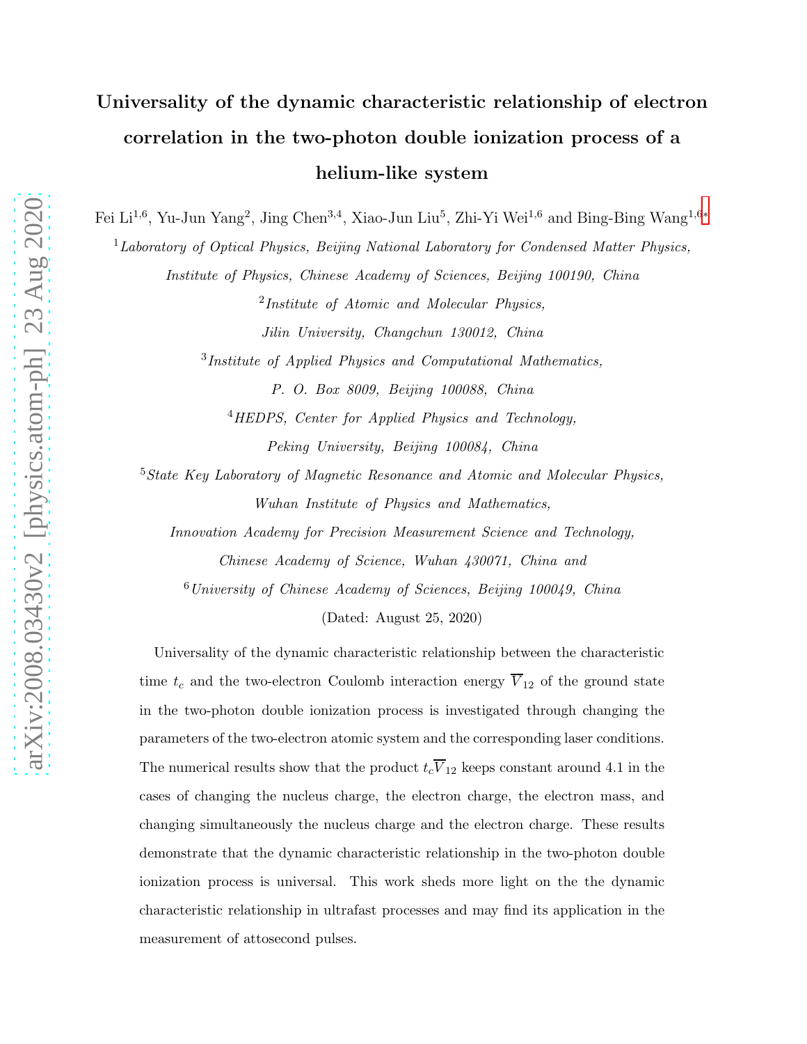# Universality of the dynamic characteristic relationship of electron correlation in the two-photon double ionization process of a helium-like system

Fei Li[1,6], Yu-Jun Yang[2], Jing Chen[3,4], Xiao-Jun Liu[5], Zhi-Yi Wei[1,6] and Bing-Bing Wang[1,6*]

[1] *Laboratory of Optical Physics, Beijing National Laboratory for Condensed Matter Physics, Institute of Physics, Chinese Academy of Sciences, Beijing 100190, China*

[2] *Institute of Atomic and Molecular Physics, Jilin University, Changchun 130012, China*

[3] *Institute of Applied Physics and Computational Mathematics, P. O. Box 8009, Beijing 100088, China*

[4] *HEDPS, Center for Applied Physics and Technology, Peking University, Beijing 100084, China*

[5] *State Key Laboratory of Magnetic Resonance and Atomic and Molecular Physics, Wuhan Institute of Physics and Mathematics, Innovation Academy for Precision Measurement Science and Technology, Chinese Academy of Science, Wuhan 430071, China and*

[6] *University of Chinese Academy of Sciences, Beijing 100049, China*

(Dated: August 25, 2020)

Universality of the dynamic characteristic relationship between the characteristic time $t_c$ and the two-electron Coulomb interaction energy $\overline{V}_{12}$ of the ground state in the two-photon double ionization process is investigated through changing the parameters of the two-electron atomic system and the corresponding laser conditions. The numerical results show that the product $t_c\overline{V}_{12}$ keeps constant around 4.1 in the cases of changing the nucleus charge, the electron charge, the electron mass, and changing simultaneously the nucleus charge and the electron charge. These results demonstrate that the dynamic characteristic relationship in the two-photon double ionization process is universal. This work sheds more light on the the dynamic characteristic relationship in ultrafast processes and may find its application in the measurement of attosecond pulses.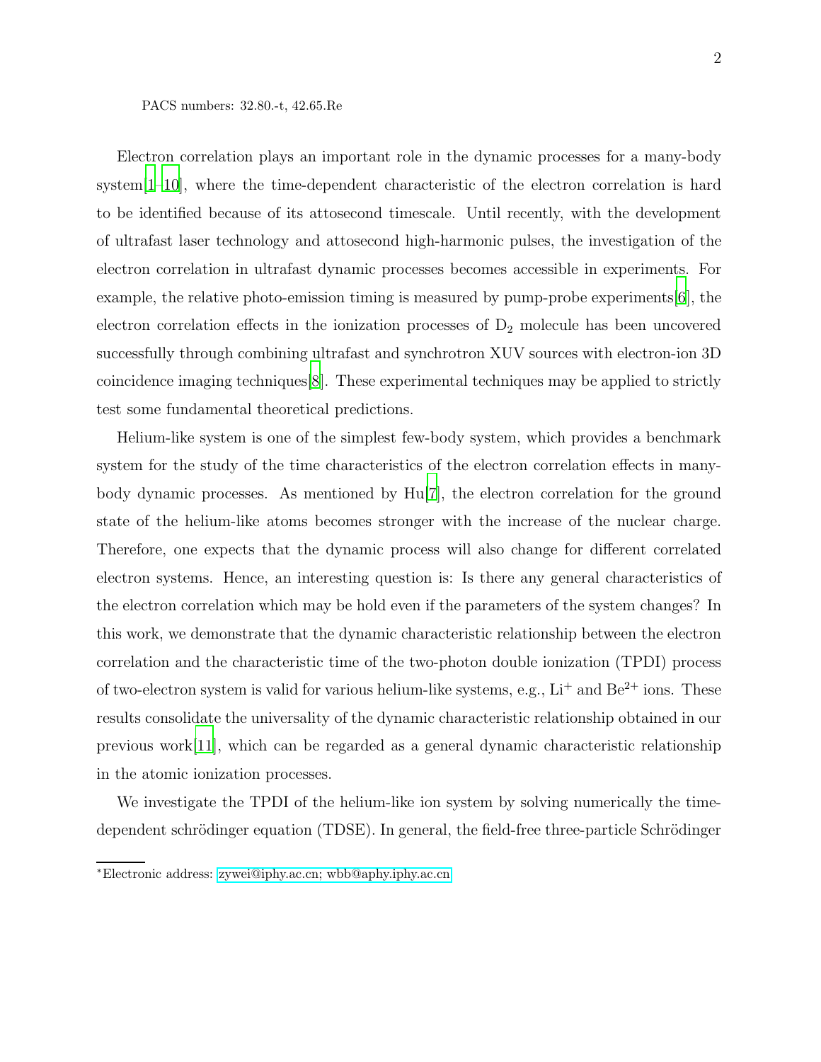PACS numbers: 32.80.-t, 42.65.Re

Electron correlation plays an important role in the dynamic processes for a many-body system[1–10], where the time-dependent characteristic of the electron correlation is hard to be identified because of its attosecond timescale. Until recently, with the development of ultrafast laser technology and attosecond high-harmonic pulses, the investigation of the electron correlation in ultrafast dynamic processes becomes accessible in experiments. For example, the relative photo-emission timing is measured by pump-probe experiments[6], the electron correlation effects in the ionization processes of $D_2$ molecule has been uncovered successfully through combining ultrafast and synchrotron XUV sources with electron-ion 3D coincidence imaging techniques[8]. These experimental techniques may be applied to strictly test some fundamental theoretical predictions.

Helium-like system is one of the simplest few-body system, which provides a benchmark system for the study of the time characteristics of the electron correlation effects in many-body dynamic processes. As mentioned by Hu[7], the electron correlation for the ground state of the helium-like atoms becomes stronger with the increase of the nuclear charge. Therefore, one expects that the dynamic process will also change for different correlated electron systems. Hence, an interesting question is: Is there any general characteristics of the electron correlation which may be hold even if the parameters of the system changes? In this work, we demonstrate that the dynamic characteristic relationship between the electron correlation and the characteristic time of the two-photon double ionization (TPDI) process of two-electron system is valid for various helium-like systems, e.g., $Li^{+}$ and $Be^{2+}$ ions. These results consolidate the universality of the dynamic characteristic relationship obtained in our previous work[11], which can be regarded as a general dynamic characteristic relationship in the atomic ionization processes.

We investigate the TPDI of the helium-like ion system by solving numerically the time-dependent schrödinger equation (TDSE). In general, the field-free three-particle Schrödinger

*Electronic address: zywei@iphy.ac.cn; wbb@aphy.iphy.ac.cn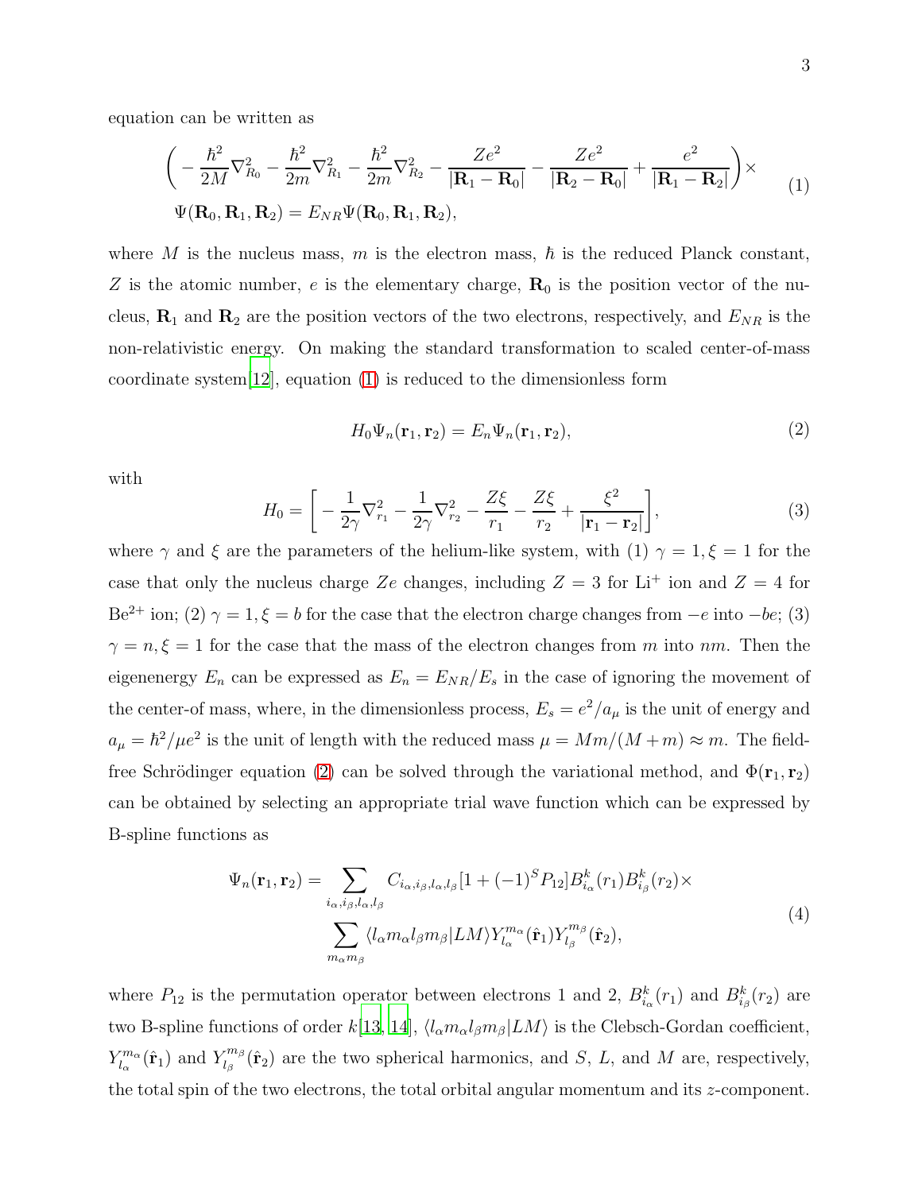equation can be written as

$$
\begin{aligned}
&\left( -\frac{\hbar^2}{2M}\nabla^2_{R_0} - \frac{\hbar^2}{2m}\nabla^2_{R_1} - \frac{\hbar^2}{2m}\nabla^2_{R_2} - \frac{Ze^2}{|\mathbf{R}_1 - \mathbf{R}_0|} - \frac{Ze^2}{|\mathbf{R}_2 - \mathbf{R}_0|} + \frac{e^2}{|\mathbf{R}_1 - \mathbf{R}_2|} \right) \times \\
&\Psi(\mathbf{R}_0, \mathbf{R}_1, \mathbf{R}_2) = E_{NR}\Psi(\mathbf{R}_0, \mathbf{R}_1, \mathbf{R}_2),
\end{aligned}
\tag{1}
$$

where $M$ is the nucleus mass, $m$ is the electron mass, $\hbar$ is the reduced Planck constant, $Z$ is the atomic number, $e$ is the elementary charge, $\mathbf{R}_0$ is the position vector of the nucleus, $\mathbf{R}_1$ and $\mathbf{R}_2$ are the position vectors of the two electrons, respectively, and $E_{NR}$ is the non-relativistic energy. On making the standard transformation to scaled center-of-mass coordinate system[12], equation (1) is reduced to the dimensionless form

$$
H_0\Psi_n(\mathbf{r}_1, \mathbf{r}_2) = E_n\Psi_n(\mathbf{r}_1, \mathbf{r}_2), \tag{2}
$$

with

$$
H_0 = \left[ -\frac{1}{2\gamma}\nabla^2_{r_1} - \frac{1}{2\gamma}\nabla^2_{r_2} - \frac{Z\xi}{r_1} - \frac{Z\xi}{r_2} + \frac{\xi^2}{|\mathbf{r}_1 - \mathbf{r}_2|} \right], \tag{3}
$$

where $\gamma$ and $\xi$ are the parameters of the helium-like system, with (1) $\gamma = 1, \xi = 1$ for the case that only the nucleus charge $Ze$ changes, including $Z = 3$ for $Li^+$ ion and $Z = 4$ for $Be^{2+}$ ion; (2) $\gamma = 1, \xi = b$ for the case that the electron charge changes from $-e$ into $-be$; (3) $\gamma = n, \xi = 1$ for the case that the mass of the electron changes from $m$ into $nm$. Then the eigenenergy $E_n$ can be expressed as $E_n = E_{NR}/E_s$ in the case of ignoring the movement of the center-of-mass, where, in the dimensionless process, $E_s = e^2/a_\mu$ is the unit of energy and $a_\mu = \hbar^2/\mu e^2$ is the unit of length with the reduced mass $\mu = Mm/(M+m) \approx m$. The field-free Schrödinger equation (2) can be solved through the variational method, and $\Phi(\mathbf{r}_1, \mathbf{r}_2)$ can be obtained by selecting an appropriate trial wave function which can be expressed by B-spline functions as

$$
\begin{aligned}
\Psi_n(\mathbf{r}_1, \mathbf{r}_2) = &\sum_{i_\alpha, i_\beta, l_\alpha, l_\beta} C_{i_\alpha, i_\beta, l_\alpha, l_\beta}[1 + (-1)^S P_{12}] B^k_{i_\alpha}(r_1) B^k_{i_\beta}(r_2) \times \\
&\sum_{m_\alpha m_\beta} \langle l_\alpha m_\alpha l_\beta m_\beta | LM \rangle Y^{m_\alpha}_{l_\alpha}(\hat{\mathbf{r}}_1) Y^{m_\beta}_{l_\beta}(\hat{\mathbf{r}}_2),
\end{aligned}
\tag{4}
$$

where $P_{12}$ is the permutation operator between electrons 1 and 2, $B^k_{i_\alpha}(r_1)$ and $B^k_{i_\beta}(r_2)$ are two B-spline functions of order $k$[13, 14], $\langle l_\alpha m_\alpha l_\beta m_\beta | LM \rangle$ is the Clebsch-Gordan coefficient, $Y^{m_\alpha}_{l_\alpha}(\hat{\mathbf{r}}_1)$ and $Y^{m_\beta}_{l_\beta}(\hat{\mathbf{r}}_2)$ are the two spherical harmonics, and $S$, $L$, and $M$ are, respectively, the total spin of the two electrons, the total orbital angular momentum and its $z$-component.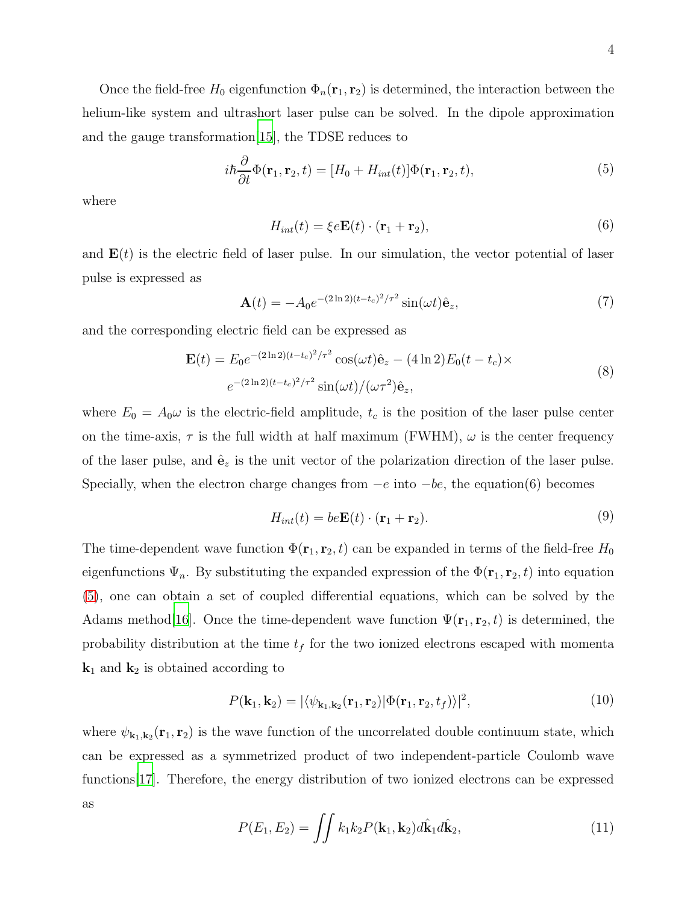Once the field-free $H_0$ eigenfunction $\Phi_n(\mathbf{r}_1, \mathbf{r}_2)$ is determined, the interaction between the helium-like system and ultrashort laser pulse can be solved. In the dipole approximation and the gauge transformation[15], the TDSE reduces to

$$i\hbar \frac{\partial}{\partial t} \Phi(\mathbf{r}_1, \mathbf{r}_2, t) = [H_0 + H_{int}(t)] \Phi(\mathbf{r}_1, \mathbf{r}_2, t), \tag{5}$$

where

$$H_{int}(t) = \xi e \mathbf{E}(t) \cdot (\mathbf{r}_1 + \mathbf{r}_2), \tag{6}$$

and $\mathbf{E}(t)$ is the electric field of laser pulse. In our simulation, the vector potential of laser pulse is expressed as

$$\mathbf{A}(t) = -A_0 e^{-(2\ln 2)(t-t_c)^2/\tau^2} \sin(\omega t) \hat{\mathbf{e}}_z, \tag{7}$$

and the corresponding electric field can be expressed as

$$\begin{aligned} \mathbf{E}(t) = E_0 e^{-(2\ln 2)(t-t_c)^2/\tau^2} \cos(\omega t) \hat{\mathbf{e}}_z - (4 \ln 2) E_0 (t - t_c) \times \\ e^{-(2\ln 2)(t-t_c)^2/\tau^2} \sin(\omega t)/(\omega \tau^2) \hat{\mathbf{e}}_z, \end{aligned} \tag{8}$$

where $E_0 = A_0 \omega$ is the electric-field amplitude, $t_c$ is the position of the laser pulse center on the time-axis, $\tau$ is the full width at half maximum (FWHM), $\omega$ is the center frequency of the laser pulse, and $\hat{\mathbf{e}}_z$ is the unit vector of the polarization direction of the laser pulse. Specially, when the electron charge changes from $-e$ into $-be$, the equation(6) becomes

$$H_{int}(t) = b e \mathbf{E}(t) \cdot (\mathbf{r}_1 + \mathbf{r}_2). \tag{9}$$

The time-dependent wave function $\Phi(\mathbf{r}_1, \mathbf{r}_2, t)$ can be expanded in terms of the field-free $H_0$ eigenfunctions $\Psi_n$. By substituting the expanded expression of the $\Phi(\mathbf{r}_1, \mathbf{r}_2, t)$ into equation (5), one can obtain a set of coupled differential equations, which can be solved by the Adams method[16]. Once the time-dependent wave function $\Psi(\mathbf{r}_1, \mathbf{r}_2, t)$ is determined, the probability distribution at the time $t_f$ for the two ionized electrons escaped with momenta $\mathbf{k}_1$ and $\mathbf{k}_2$ is obtained according to

$$P(\mathbf{k}_1, \mathbf{k}_2) = |\langle \psi_{\mathbf{k}_1, \mathbf{k}_2}(\mathbf{r}_1, \mathbf{r}_2) | \Phi(\mathbf{r}_1, \mathbf{r}_2, t_f) \rangle|^2, \tag{10}$$

where $\psi_{\mathbf{k}_1, \mathbf{k}_2}(\mathbf{r}_1, \mathbf{r}_2)$ is the wave function of the uncorrelated double continuum state, which can be expressed as a symmetrized product of two independent-particle Coulomb wave functions[17]. Therefore, the energy distribution of two ionized electrons can be expressed as

$$P(E_1, E_2) = \iint k_1 k_2 P(\mathbf{k}_1, \mathbf{k}_2) d\hat{\mathbf{k}}_1 d\hat{\mathbf{k}}_2, \tag{11}$$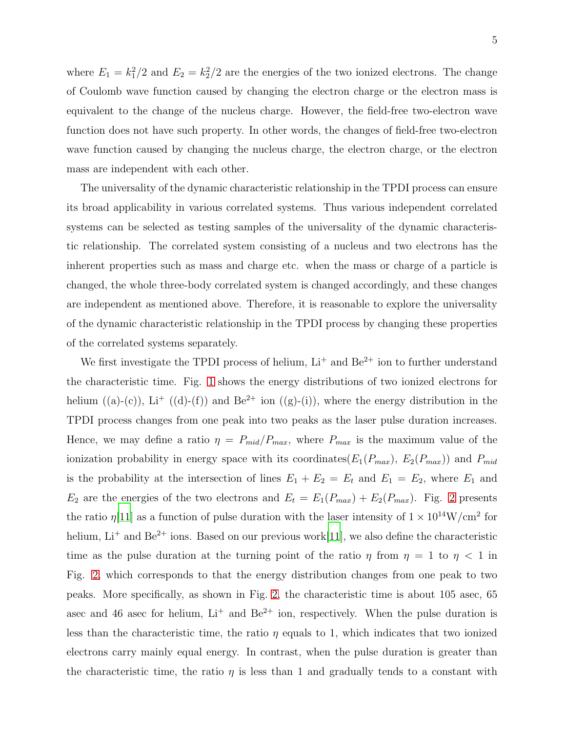where $E_1 = k_1^2/2$ and $E_2 = k_2^2/2$ are the energies of the two ionized electrons. The change of Coulomb wave function caused by changing the electron charge or the electron mass is equivalent to the change of the nucleus charge. However, the field-free two-electron wave function does not have such property. In other words, the changes of field-free two-electron wave function caused by changing the nucleus charge, the electron charge, or the electron mass are independent with each other.

The universality of the dynamic characteristic relationship in the TPDI process can ensure its broad applicability in various correlated systems. Thus various independent correlated systems can be selected as testing samples of the universality of the dynamic characteristic relationship. The correlated system consisting of a nucleus and two electrons has the inherent properties such as mass and charge etc. when the mass or charge of a particle is changed, the whole three-body correlated system is changed accordingly, and these changes are independent as mentioned above. Therefore, it is reasonable to explore the universality of the dynamic characteristic relationship in the TPDI process by changing these properties of the correlated systems separately.

We first investigate the TPDI process of helium, $Li^{+}$ and $Be^{2+}$ ion to further understand the characteristic time. Fig. 1 shows the energy distributions of two ionized electrons for helium ((a)-(c)), $Li^{+}$ ((d)-(f)) and $Be^{2+}$ ion ((g)-(i)), where the energy distribution in the TPDI process changes from one peak into two peaks as the laser pulse duration increases. Hence, we may define a ratio $\eta = P_{mid}/P_{max}$, where $P_{max}$ is the maximum value of the ionization probability in energy space with its coordinates($E_1(P_{max})$, $E_2(P_{max})$) and $P_{mid}$ is the probability at the intersection of lines $E_1 + E_2 = E_t$ and $E_1 = E_2$, where $E_1$ and $E_2$ are the energies of the two electrons and $E_t = E_1(P_{max}) + E_2(P_{max})$. Fig. 2 presents the ratio $\eta$[11] as a function of pulse duration with the laser intensity of $1 \times 10^{14}\mathrm{W/cm^2}$ for helium, $Li^{+}$ and $Be^{2+}$ ions. Based on our previous work[11], we also define the characteristic time as the pulse duration at the turning point of the ratio $\eta$ from $\eta = 1$ to $\eta < 1$ in Fig. 2, which corresponds to that the energy distribution changes from one peak to two peaks. More specifically, as shown in Fig. 2, the characteristic time is about 105 asec, 65 asec and 46 asec for helium, $Li^{+}$ and $Be^{2+}$ ion, respectively. When the pulse duration is less than the characteristic time, the ratio $\eta$ equals to 1, which indicates that two ionized electrons carry mainly equal energy. In contrast, when the pulse duration is greater than the characteristic time, the ratio $\eta$ is less than 1 and gradually tends to a constant with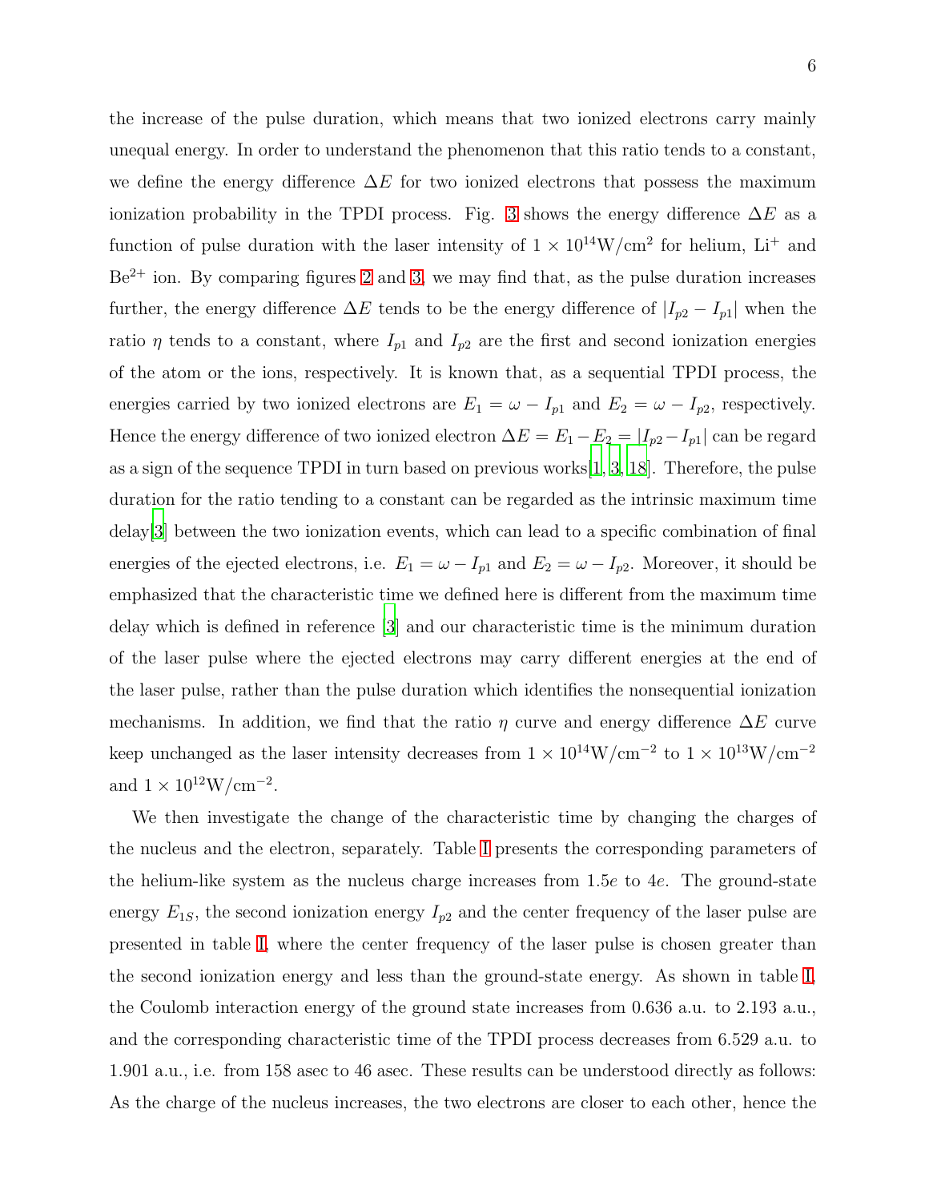the increase of the pulse duration, which means that two ionized electrons carry mainly unequal energy. In order to understand the phenomenon that this ratio tends to a constant, we define the energy difference $\Delta E$ for two ionized electrons that possess the maximum ionization probability in the TPDI process. Fig. 3 shows the energy difference $\Delta E$ as a function of pulse duration with the laser intensity of $1 \times 10^{14}$W/cm$^2$ for helium, $Li^+$ and $Be^{2+}$ ion. By comparing figures 2 and 3, we may find that, as the pulse duration increases further, the energy difference $\Delta E$ tends to be the energy difference of $|I_{p2} - I_{p1}|$ when the ratio $\eta$ tends to a constant, where $I_{p1}$ and $I_{p2}$ are the first and second ionization energies of the atom or the ions, respectively. It is known that, as a sequential TPDI process, the energies carried by two ionized electrons are $E_1 = \omega - I_{p1}$ and $E_2 = \omega - I_{p2}$, respectively. Hence the energy difference of two ionized electron $\Delta E = E_1 - E_2 = |I_{p2} - I_{p1}|$ can be regard as a sign of the sequence TPDI in turn based on previous works[1, 3, 18]. Therefore, the pulse duration for the ratio tending to a constant can be regarded as the intrinsic maximum time delay[3] between the two ionization events, which can lead to a specific combination of final energies of the ejected electrons, i.e. $E_1 = \omega - I_{p1}$ and $E_2 = \omega - I_{p2}$. Moreover, it should be emphasized that the characteristic time we defined here is different from the maximum time delay which is defined in reference [3] and our characteristic time is the minimum duration of the laser pulse where the ejected electrons may carry different energies at the end of the laser pulse, rather than the pulse duration which identifies the nonsequential ionization mechanisms. In addition, we find that the ratio $\eta$ curve and energy difference $\Delta E$ curve keep unchanged as the laser intensity decreases from $1 \times 10^{14}$W/cm$^{-2}$ to $1 \times 10^{13}$W/cm$^{-2}$ and $1 \times 10^{12}$W/cm$^{-2}$.

We then investigate the change of the characteristic time by changing the charges of the nucleus and the electron, separately. Table I presents the corresponding parameters of the helium-like system as the nucleus charge increases from $1.5e$ to $4e$. The ground-state energy $E_{1S}$, the second ionization energy $I_{p2}$ and the center frequency of the laser pulse are presented in table I, where the center frequency of the laser pulse is chosen greater than the second ionization energy and less than the ground-state energy. As shown in table I, the Coulomb interaction energy of the ground state increases from 0.636 a.u. to 2.193 a.u., and the corresponding characteristic time of the TPDI process decreases from 6.529 a.u. to 1.901 a.u., i.e. from 158 asec to 46 asec. These results can be understood directly as follows: As the charge of the nucleus increases, the two electrons are closer to each other, hence the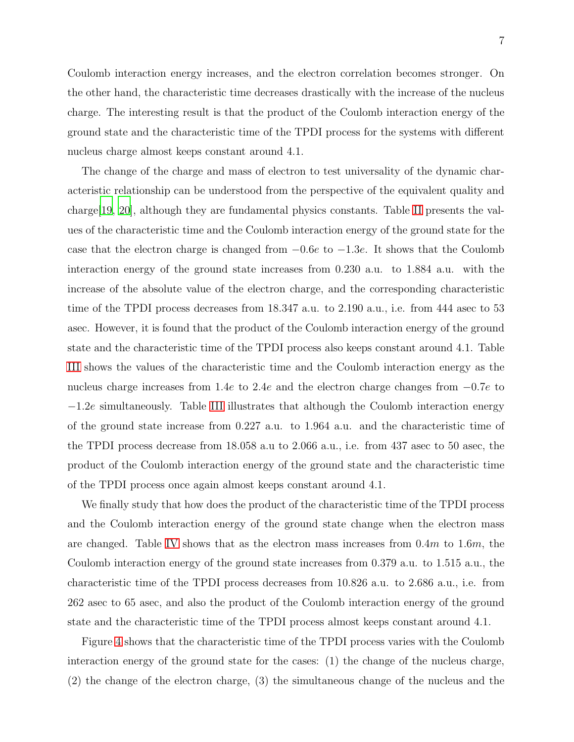Coulomb interaction energy increases, and the electron correlation becomes stronger. On the other hand, the characteristic time decreases drastically with the increase of the nucleus charge. The interesting result is that the product of the Coulomb interaction energy of the ground state and the characteristic time of the TPDI process for the systems with different nucleus charge almost keeps constant around 4.1.

The change of the charge and mass of electron to test universality of the dynamic characteristic relationship can be understood from the perspective of the equivalent quality and charge[19, 20], although they are fundamental physics constants. Table II presents the values of the characteristic time and the Coulomb interaction energy of the ground state for the case that the electron charge is changed from $-0.6e$ to $-1.3e$. It shows that the Coulomb interaction energy of the ground state increases from 0.230 a.u. to 1.884 a.u. with the increase of the absolute value of the electron charge, and the corresponding characteristic time of the TPDI process decreases from 18.347 a.u. to 2.190 a.u., i.e. from 444 asec to 53 asec. However, it is found that the product of the Coulomb interaction energy of the ground state and the characteristic time of the TPDI process also keeps constant around 4.1. Table III shows the values of the characteristic time and the Coulomb interaction energy as the nucleus charge increases from $1.4e$ to $2.4e$ and the electron charge changes from $-0.7e$ to $-1.2e$ simultaneously. Table III illustrates that although the Coulomb interaction energy of the ground state increase from 0.227 a.u. to 1.964 a.u. and the characteristic time of the TPDI process decrease from 18.058 a.u to 2.066 a.u., i.e. from 437 asec to 50 asec, the product of the Coulomb interaction energy of the ground state and the characteristic time of the TPDI process once again almost keeps constant around 4.1.

We finally study that how does the product of the characteristic time of the TPDI process and the Coulomb interaction energy of the ground state change when the electron mass are changed. Table IV shows that as the electron mass increases from $0.4m$ to $1.6m$, the Coulomb interaction energy of the ground state increases from 0.379 a.u. to 1.515 a.u., the characteristic time of the TPDI process decreases from 10.826 a.u. to 2.686 a.u., i.e. from 262 asec to 65 asec, and also the product of the Coulomb interaction energy of the ground state and the characteristic time of the TPDI process almost keeps constant around 4.1.

Figure 4 shows that the characteristic time of the TPDI process varies with the Coulomb interaction energy of the ground state for the cases: (1) the change of the nucleus charge, (2) the change of the electron charge, (3) the simultaneous change of the nucleus and the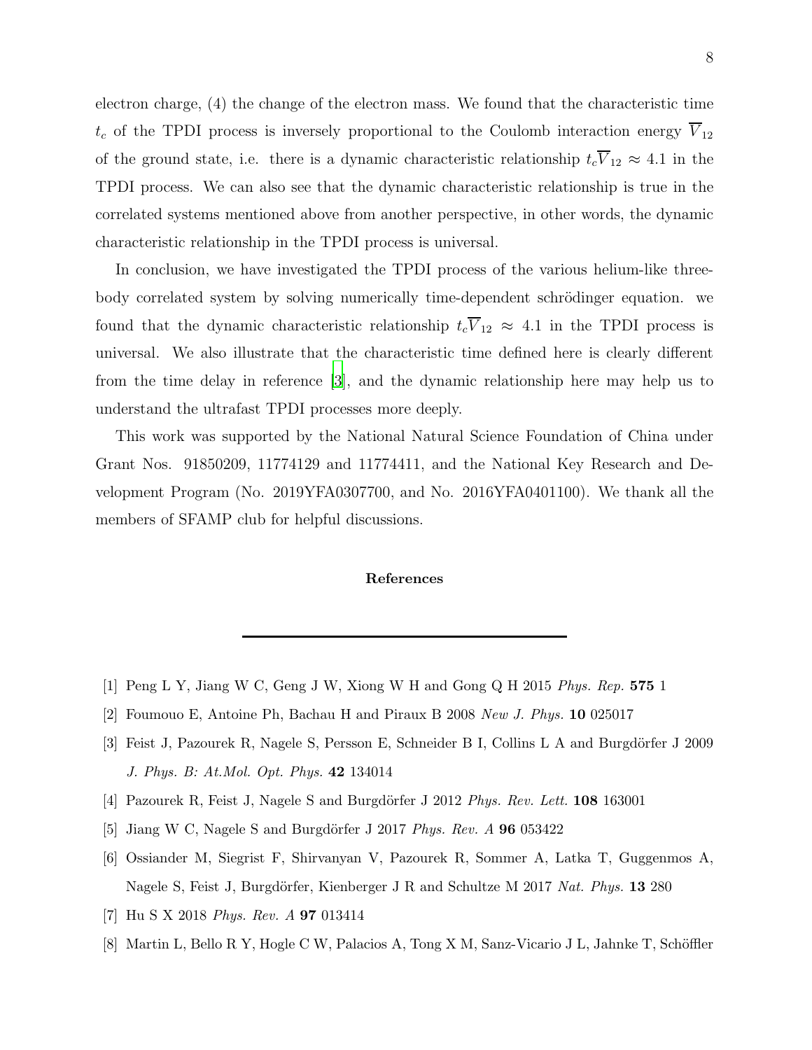electron charge, (4) the change of the electron mass. We found that the characteristic time $t_c$ of the TPDI process is inversely proportional to the Coulomb interaction energy $\overline{V}_{12}$ of the ground state, i.e. there is a dynamic characteristic relationship $t_c\overline{V}_{12} \approx 4.1$ in the TPDI process. We can also see that the dynamic characteristic relationship is true in the correlated systems mentioned above from another perspective, in other words, the dynamic characteristic relationship in the TPDI process is universal.

In conclusion, we have investigated the TPDI process of the various helium-like three-body correlated system by solving numerically time-dependent schrödinger equation. we found that the dynamic characteristic relationship $t_c\overline{V}_{12} \approx 4.1$ in the TPDI process is universal. We also illustrate that the characteristic time defined here is clearly different from the time delay in reference [3], and the dynamic relationship here may help us to understand the ultrafast TPDI processes more deeply.

This work was supported by the National Natural Science Foundation of China under Grant Nos. 91850209, 11774129 and 11774411, and the National Key Research and Development Program (No. 2019YFA0307700, and No. 2016YFA0401100). We thank all the members of SFAMP club for helpful discussions.

## References

---

[1] Peng L Y, Jiang W C, Geng J W, Xiong W H and Gong Q H 2015 *Phys. Rep.* **575** 1

[2] Foumouo E, Antoine Ph, Bachau H and Piraux B 2008 *New J. Phys.* **10** 025017

[3] Feist J, Pazourek R, Nagele S, Persson E, Schneider B I, Collins L A and Burgdörfer J 2009 *J. Phys. B: At.Mol. Opt. Phys.* **42** 134014

[4] Pazourek R, Feist J, Nagele S and Burgdörfer J 2012 *Phys. Rev. Lett.* **108** 163001

[5] Jiang W C, Nagele S and Burgdörfer J 2017 *Phys. Rev. A* **96** 053422

[6] Ossiander M, Siegrist F, Shirvanyan V, Pazourek R, Sommer A, Latka T, Guggenmos A, Nagele S, Feist J, Burgdörfer, Kienberger J R and Schultze M 2017 *Nat. Phys.* **13** 280

[7] Hu S X 2018 *Phys. Rev. A* **97** 013414

[8] Martin L, Bello R Y, Hogle C W, Palacios A, Tong X M, Sanz-Vicario J L, Jahnke T, Schöffler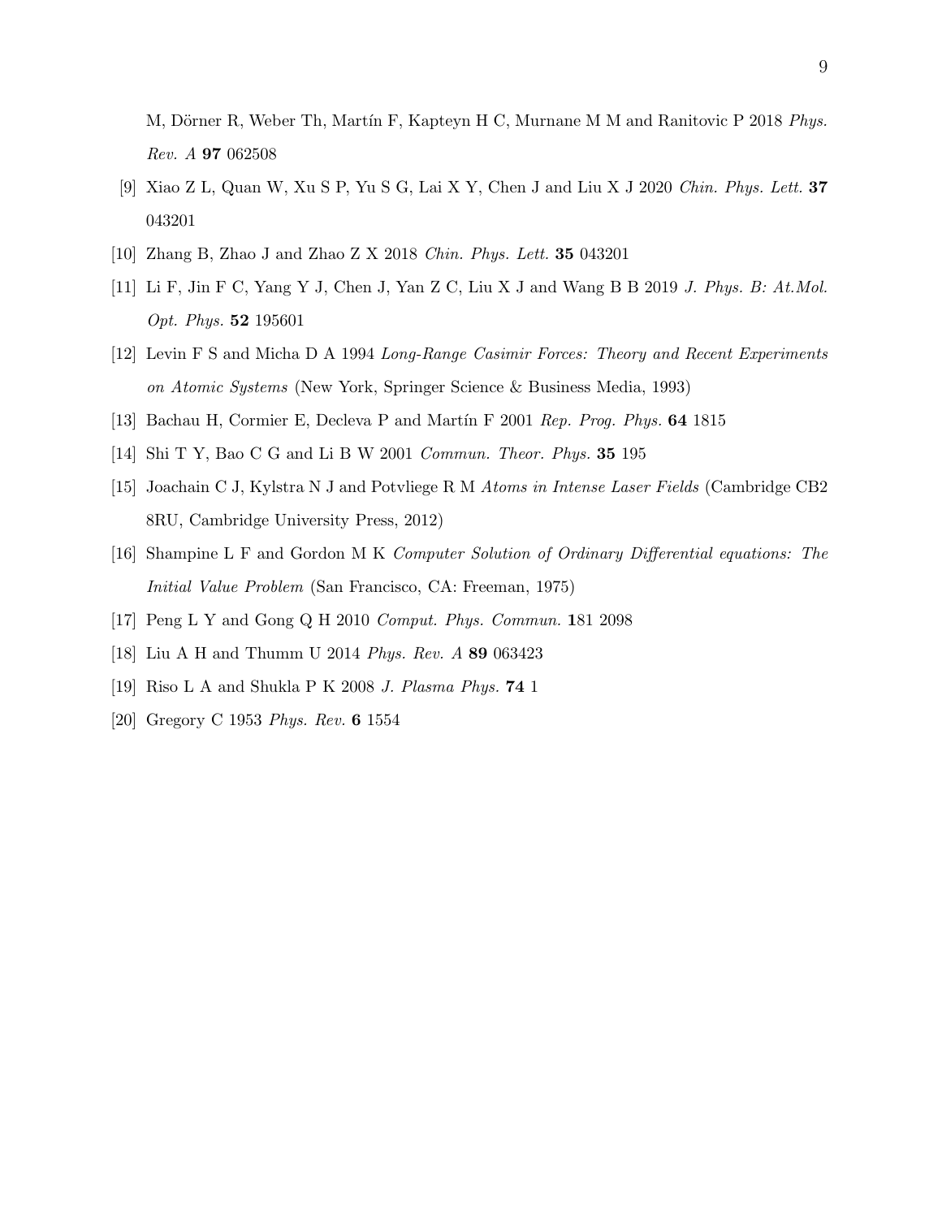M, Dörner R, Weber Th, Martín F, Kapteyn H C, Murnane M M and Ranitovic P 2018 *Phys. Rev. A* **97** 062508

[9] Xiao Z L, Quan W, Xu S P, Yu S G, Lai X Y, Chen J and Liu X J 2020 *Chin. Phys. Lett.* **37** 043201

[10] Zhang B, Zhao J and Zhao Z X 2018 *Chin. Phys. Lett.* **35** 043201

[11] Li F, Jin F C, Yang Y J, Chen J, Yan Z C, Liu X J and Wang B B 2019 *J. Phys. B: At.Mol. Opt. Phys.* **52** 195601

[12] Levin F S and Micha D A 1994 *Long-Range Casimir Forces: Theory and Recent Experiments on Atomic Systems* (New York, Springer Science & Business Media, 1993)

[13] Bachau H, Cormier E, Decleva P and Martín F 2001 *Rep. Prog. Phys.* **64** 1815

[14] Shi T Y, Bao C G and Li B W 2001 *Commun. Theor. Phys.* **35** 195

[15] Joachain C J, Kylstra N J and Potvliege R M *Atoms in Intense Laser Fields* (Cambridge CB2 8RU, Cambridge University Press, 2012)

[16] Shampine L F and Gordon M K *Computer Solution of Ordinary Differential equations: The Initial Value Problem* (San Francisco, CA: Freeman, 1975)

[17] Peng L Y and Gong Q H 2010 *Comput. Phys. Commun.* **1**81 2098

[18] Liu A H and Thumm U 2014 *Phys. Rev. A* **89** 063423

[19] Riso L A and Shukla P K 2008 *J. Plasma Phys.* **74** 1

[20] Gregory C 1953 *Phys. Rev.* **6** 1554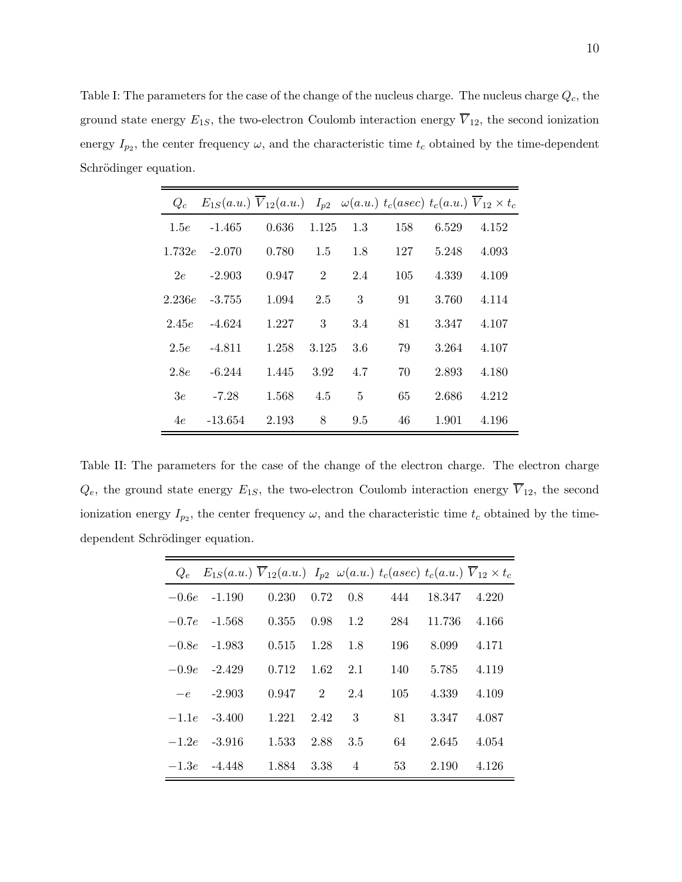Table I: The parameters for the case of the change of the nucleus charge. The nucleus charge $Q_c$, the ground state energy $E_{1S}$, the two-electron Coulomb interaction energy $\overline{V}_{12}$, the second ionization energy $I_{p_2}$, the center frequency $\omega$, and the characteristic time $t_c$ obtained by the time-dependent Schrödinger equation.

| $Q_c$ | $E_{1S}(a.u.)$ | $\overline{V}_{12}(a.u.)$ | $I_{p2}$ | $\omega(a.u.)$ | $t_c(asec)$ | $t_c(a.u.)$ | $\overline{V}_{12} \times t_c$ |
|---|---|---|---|---|---|---|---|
| $1.5e$ | -1.465 | 0.636 | 1.125 | 1.3 | 158 | 6.529 | 4.152 |
| $1.732e$ | -2.070 | 0.780 | 1.5 | 1.8 | 127 | 5.248 | 4.093 |
| $2e$ | -2.903 | 0.947 | 2 | 2.4 | 105 | 4.339 | 4.109 |
| $2.236e$ | -3.755 | 1.094 | 2.5 | 3 | 91 | 3.760 | 4.114 |
| $2.45e$ | -4.624 | 1.227 | 3 | 3.4 | 81 | 3.347 | 4.107 |
| $2.5e$ | -4.811 | 1.258 | 3.125 | 3.6 | 79 | 3.264 | 4.107 |
| $2.8e$ | -6.244 | 1.445 | 3.92 | 4.7 | 70 | 2.893 | 4.180 |
| $3e$ | -7.28 | 1.568 | 4.5 | 5 | 65 | 2.686 | 4.212 |
| $4e$ | -13.654 | 2.193 | 8 | 9.5 | 46 | 1.901 | 4.196 |

Table II: The parameters for the case of the change of the electron charge. The electron charge $Q_e$, the ground state energy $E_{1S}$, the two-electron Coulomb interaction energy $\overline{V}_{12}$, the second ionization energy $I_{p_2}$, the center frequency $\omega$, and the characteristic time $t_c$ obtained by the time-dependent Schrödinger equation.

| $Q_e$ | $E_{1S}(a.u.)$ | $\overline{V}_{12}(a.u.)$ | $I_{p2}$ | $\omega(a.u.)$ | $t_c(asec)$ | $t_c(a.u.)$ | $\overline{V}_{12} \times t_c$ |
|---|---|---|---|---|---|---|---|
| $-0.6e$ | -1.190 | 0.230 | 0.72 | 0.8 | 444 | 18.347 | 4.220 |
| $-0.7e$ | -1.568 | 0.355 | 0.98 | 1.2 | 284 | 11.736 | 4.166 |
| $-0.8e$ | -1.983 | 0.515 | 1.28 | 1.8 | 196 | 8.099 | 4.171 |
| $-0.9e$ | -2.429 | 0.712 | 1.62 | 2.1 | 140 | 5.785 | 4.119 |
| $-e$ | -2.903 | 0.947 | 2 | 2.4 | 105 | 4.339 | 4.109 |
| $-1.1e$ | -3.400 | 1.221 | 2.42 | 3 | 81 | 3.347 | 4.087 |
| $-1.2e$ | -3.916 | 1.533 | 2.88 | 3.5 | 64 | 2.645 | 4.054 |
| $-1.3e$ | -4.448 | 1.884 | 3.38 | 4 | 53 | 2.190 | 4.126 |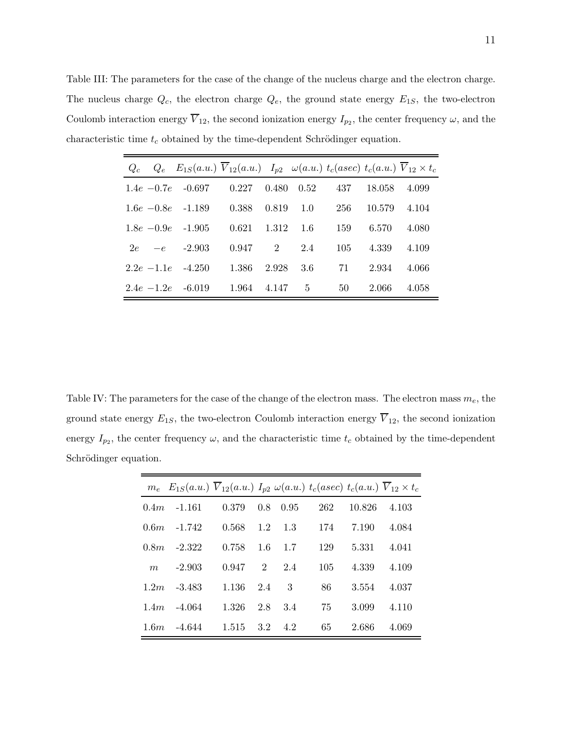Table III: The parameters for the case of the change of the nucleus charge and the electron charge. The nucleus charge $Q_c$, the electron charge $Q_e$, the ground state energy $E_{1S}$, the two-electron Coulomb interaction energy $\overline{V}_{12}$, the second ionization energy $I_{p_2}$, the center frequency $\omega$, and the characteristic time $t_c$ obtained by the time-dependent Schrödinger equation.

| $Q_c$ | $Q_e$ | $E_{1S}(a.u.)$ | $\overline{V}_{12}(a.u.)$ | $I_{p2}$ | $\omega(a.u.)$ | $t_c(asec)$ | $t_c(a.u.)$ | $\overline{V}_{12} \times t_c$ |
|---|---|---|---|---|---|---|---|---|
| $1.4e$ | $-0.7e$ | -0.697 | 0.227 | 0.480 | 0.52 | 437 | 18.058 | 4.099 |
| $1.6e$ | $-0.8e$ | -1.189 | 0.388 | 0.819 | 1.0 | 256 | 10.579 | 4.104 |
| $1.8e$ | $-0.9e$ | -1.905 | 0.621 | 1.312 | 1.6 | 159 | 6.570 | 4.080 |
| $2e$ | $-e$ | -2.903 | 0.947 | 2 | 2.4 | 105 | 4.339 | 4.109 |
| $2.2e$ | $-1.1e$ | -4.250 | 1.386 | 2.928 | 3.6 | 71 | 2.934 | 4.066 |
| $2.4e$ | $-1.2e$ | -6.019 | 1.964 | 4.147 | 5 | 50 | 2.066 | 4.058 |

Table IV: The parameters for the case of the change of the electron mass. The electron mass $m_e$, the ground state energy $E_{1S}$, the two-electron Coulomb interaction energy $\overline{V}_{12}$, the second ionization energy $I_{p_2}$, the center frequency $\omega$, and the characteristic time $t_c$ obtained by the time-dependent Schrödinger equation.

| $m_e$ | $E_{1S}(a.u.)$ | $\overline{V}_{12}(a.u.)$ | $I_{p2}$ | $\omega(a.u.)$ | $t_c(asec)$ | $t_c(a.u.)$ | $\overline{V}_{12} \times t_c$ |
|---|---|---|---|---|---|---|---|
| $0.4m$ | -1.161 | 0.379 | 0.8 | 0.95 | 262 | 10.826 | 4.103 |
| $0.6m$ | -1.742 | 0.568 | 1.2 | 1.3 | 174 | 7.190 | 4.084 |
| $0.8m$ | -2.322 | 0.758 | 1.6 | 1.7 | 129 | 5.331 | 4.041 |
| $m$ | -2.903 | 0.947 | 2 | 2.4 | 105 | 4.339 | 4.109 |
| $1.2m$ | -3.483 | 1.136 | 2.4 | 3 | 86 | 3.554 | 4.037 |
| $1.4m$ | -4.064 | 1.326 | 2.8 | 3.4 | 75 | 3.099 | 4.110 |
| $1.6m$ | -4.644 | 1.515 | 3.2 | 4.2 | 65 | 2.686 | 4.069 |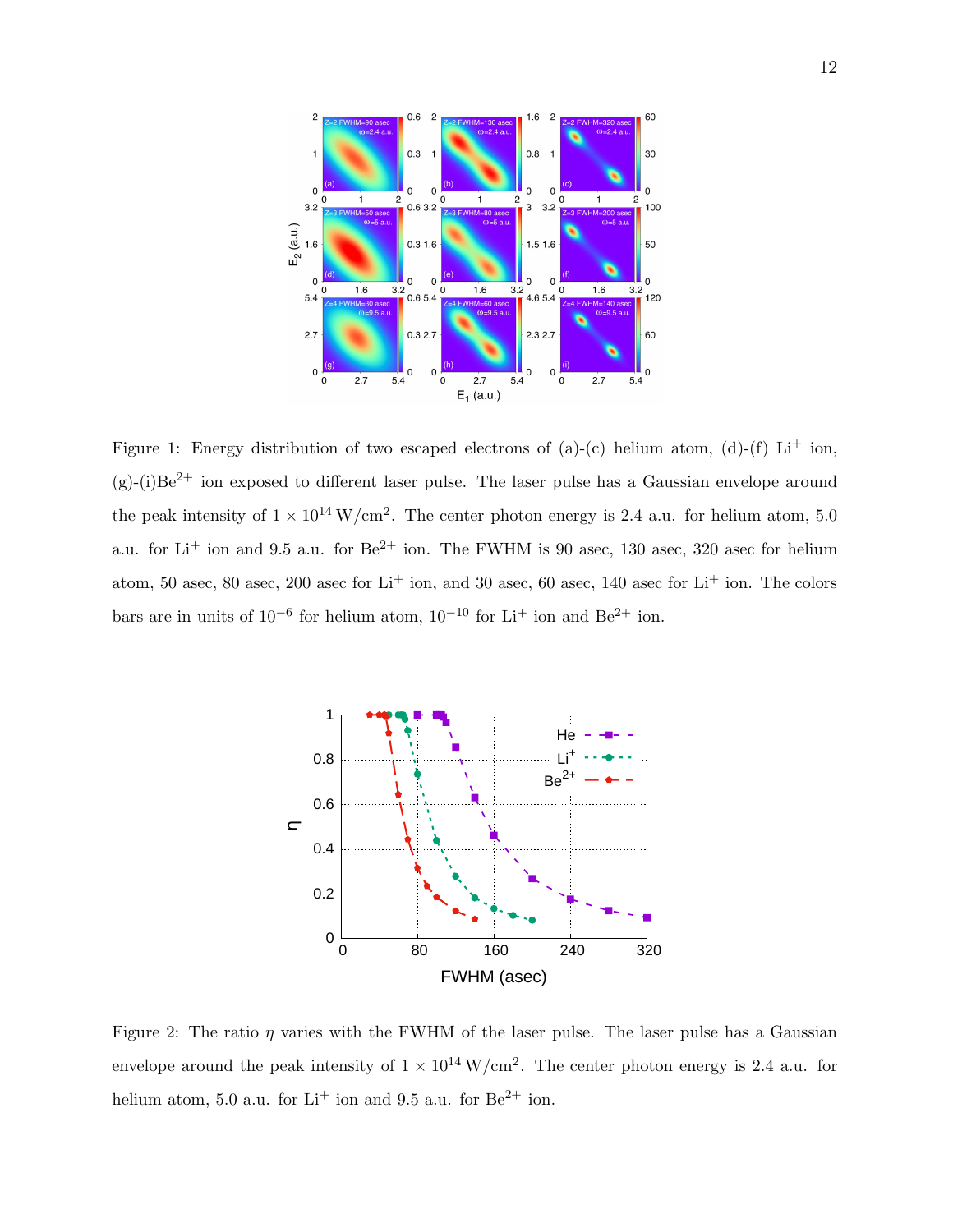Figure 1: Energy distribution of two escaped electrons of (a)-(c) helium atom, (d)-(f) $Li^{+}$ ion, (g)-(i)$Be^{2+}$ ion exposed to different laser pulse. The laser pulse has a Gaussian envelope around the peak intensity of $1 \times 10^{14}$ W/cm$^2$. The center photon energy is 2.4 a.u. for helium atom, 5.0 a.u. for $Li^{+}$ ion and 9.5 a.u. for $Be^{2+}$ ion. The FWHM is 90 asec, 130 asec, 320 asec for helium atom, 50 asec, 80 asec, 200 asec for $Li^{+}$ ion, and 30 asec, 60 asec, 140 asec for $Li^{+}$ ion. The colors bars are in units of $10^{-6}$ for helium atom, $10^{-10}$ for $Li^{+}$ ion and $Be^{2+}$ ion.

Figure 2: The ratio $\eta$ varies with the FWHM of the laser pulse. The laser pulse has a Gaussian envelope around the peak intensity of $1 \times 10^{14}$ W/cm$^2$. The center photon energy is 2.4 a.u. for helium atom, 5.0 a.u. for $Li^{+}$ ion and 9.5 a.u. for $Be^{2+}$ ion.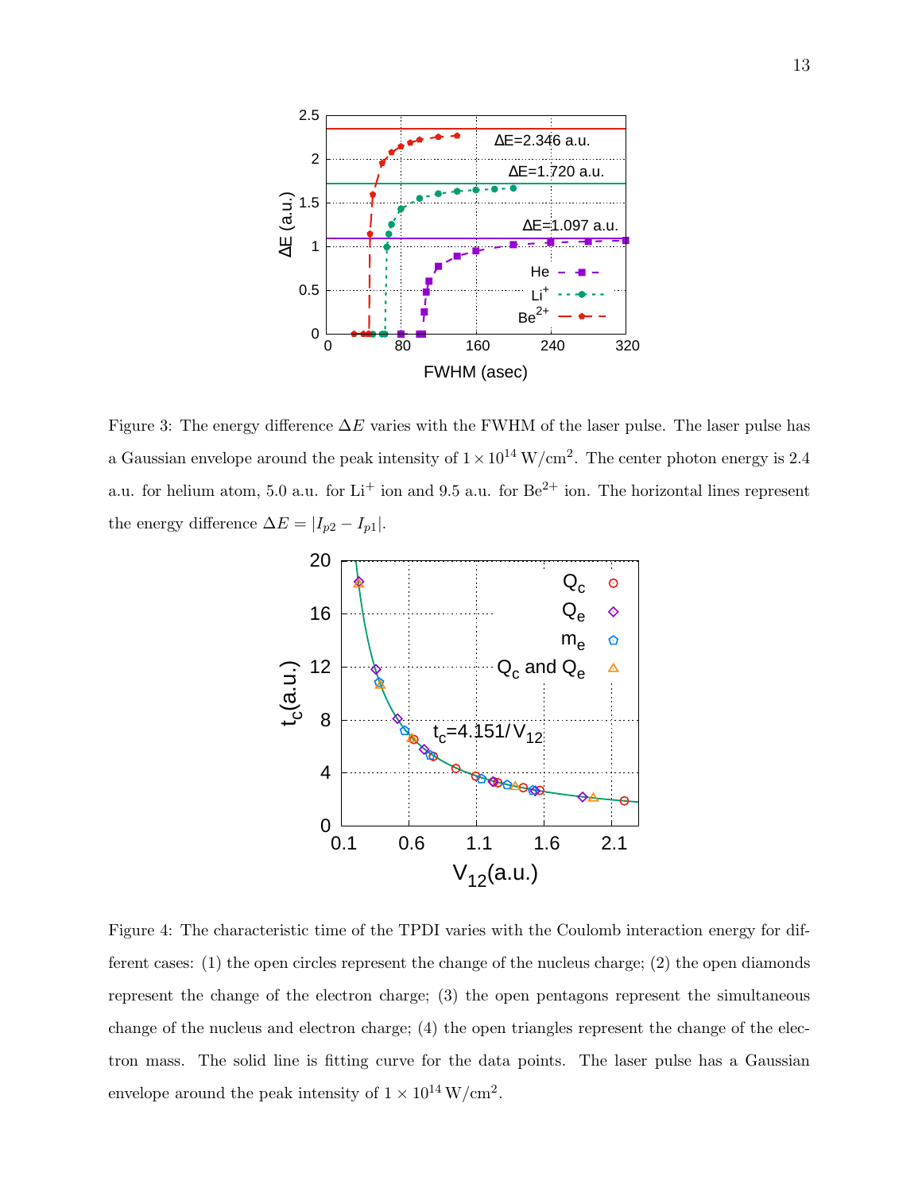ΔE (a.u.)

2.5
2
1.5
1
0.5
0

0
80
160
240
320

FWHM (asec)

ΔE=2.346 a.u.
ΔE=1.720 a.u.
ΔE=1.097 a.u.

He
Li+
Be2+

Figure 3: The energy difference $\Delta E$ varies with the FWHM of the laser pulse. The laser pulse has a Gaussian envelope around the peak intensity of $1 \times 10^{14}$ W/cm$^2$. The center photon energy is 2.4 a.u. for helium atom, 5.0 a.u. for $Li^+$ ion and 9.5 a.u. for $Be^{2+}$ ion. The horizontal lines represent the energy difference $\Delta E = |I_{p2} - I_{p1}|$.

$t_c$(a.u.)

20
16
12
8
4
0

0.1
0.6
1.1
1.6
2.1

$V_{12}$(a.u.)

$Q_c$
$Q_e$
$m_e$
$Q_c$ and $Q_e$

$t_c$=4.151/$V_{12}$

Figure 4: The characteristic time of the TPDI varies with the Coulomb interaction energy for different cases: (1) the open circles represent the change of the nucleus charge; (2) the open diamonds represent the change of the electron charge; (3) the open pentagons represent the simultaneous change of the nucleus and electron charge; (4) the open triangles represent the change of the electron mass. The solid line is fitting curve for the data points. The laser pulse has a Gaussian envelope around the peak intensity of $1 \times 10^{14}$ W/cm$^2$.